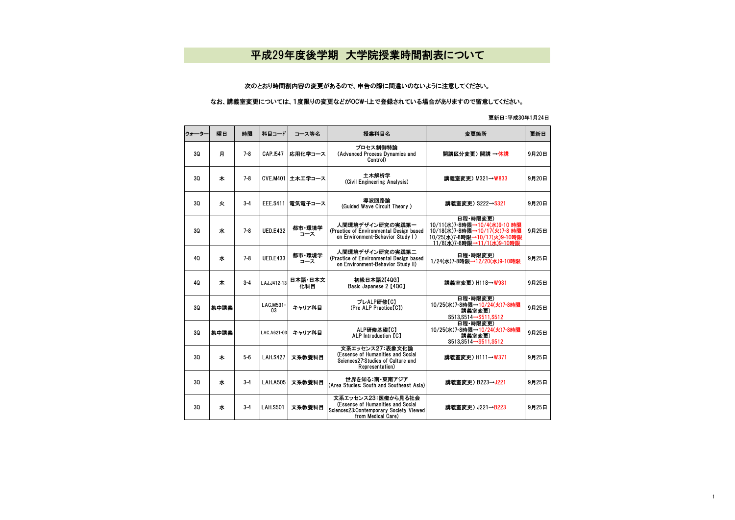# 平成29年度後学期　大学院授業時間割表について

次のとおり時間割内容の変更があるので、申告の際に間違いのないように注意してください。

なお、講義室変更については、1度限りの変更などがOCW-i上で登録されている場合がありますので留意してください。

更新日：平成30年1月24日

| クォーター | 曜日 | 時限 | 科目コード | コース等名 | 授業科目名 | 変更箇所 | 更新日 |
|---|---|---|---|---|---|---|---|
| 3Q | 月 | 7-8 | CAP.I547 | 応用化学コース | プロセス制御特論 (Advanced Process Dynamics and Control) | 開講区分変更）開講 →休講 | 9月20日 |
| 3Q | 木 | 7-8 | CVE.M401 | 土木工学コース | 土木解析学 (Civil Engineering Analysis) | 講義室変更）M321→W833 | 9月20日 |
| 3Q | 火 | 3-4 | EEE.S411 | 電気電子コース | 導波回路論 (Guided Wave Circuit Theory ) | 講義室変更）S222→S321 | 9月20日 |
| 3Q | 水 | 7-8 | UED.E432 | 都市・環境学コース | 人間環境デザイン研究の実践第一 (Practice of Environmental Design based on Environment-Behavior Study I ) | 日程・時限変更） 10/11(水)7-8時限→10/4(水)9-10 時限 10/18(水)7-8時限→10/17(火)7-8 時限 10/25(水)7-8時限→10/17(火)9-10時限 11/8(水)7-8時限→11/1(水)9-10時限 | 9月25日 |
| 4Q | 水 | 7-8 | UED.E433 | 都市・環境学コース | 人間環境デザイン研究の実践第二 (Practice of Environmental Design based on Environment-Behavior Study II) | 日程・時限変更） 1/24(水)7-8時限→12/20(水)9-10時限 | 9月25日 |
| 4Q | 木 | 3-4 | LAJ.J412-13 | 日本語・日本文化科目 | 初級日本語2【4QG】 Basic Japanese 2【4QG】 | 講義室変更）H118→W931 | 9月25日 |
| 3Q | 集中講義 | | LAC.M531-03 | キャリア科目 | プレALP研修【C】 (Pre ALP Practice【C】) | 日程・時限変更） 10/25(水)7-8時限→10/24(火)7-8時限 講義室変更） S513,S514→S511,S512 | 9月25日 |
| 3Q | 集中講義 | | LAC.A621-03 | キャリア科目 | ALP研修基礎【C】 ALP Introduction【C】 | 日程・時限変更） 10/25(水)7-8時限→10/24(火)7-8時限 講義室変更） S513,S514→S511,S512 | 9月25日 |
| 3Q | 木 | 5-6 | LAH.S427 | 文系教養科目 | 文系エッセンス27：表象文化論 (Essence of Humanities and Social Sciences27:Studies of Culture and Representation) | 講義室変更）H111→W371 | 9月25日 |
| 3Q | 水 | 3-4 | LAH.A505 | 文系教養科目 | 世界を知る：南・東南アジア (Area Studies: South and Southeast Asia) | 講義室変更）B223→J221 | 9月25日 |
| 3Q | 水 | 3-4 | LAH.S501 | 文系教養科目 | 文系エッセンス23：医療から見る社会 (Essence of Humanities and Social Sciences23:Contemporary Society Viewed from Medical Care) | 講義室変更）J221→B223 | 9月25日 |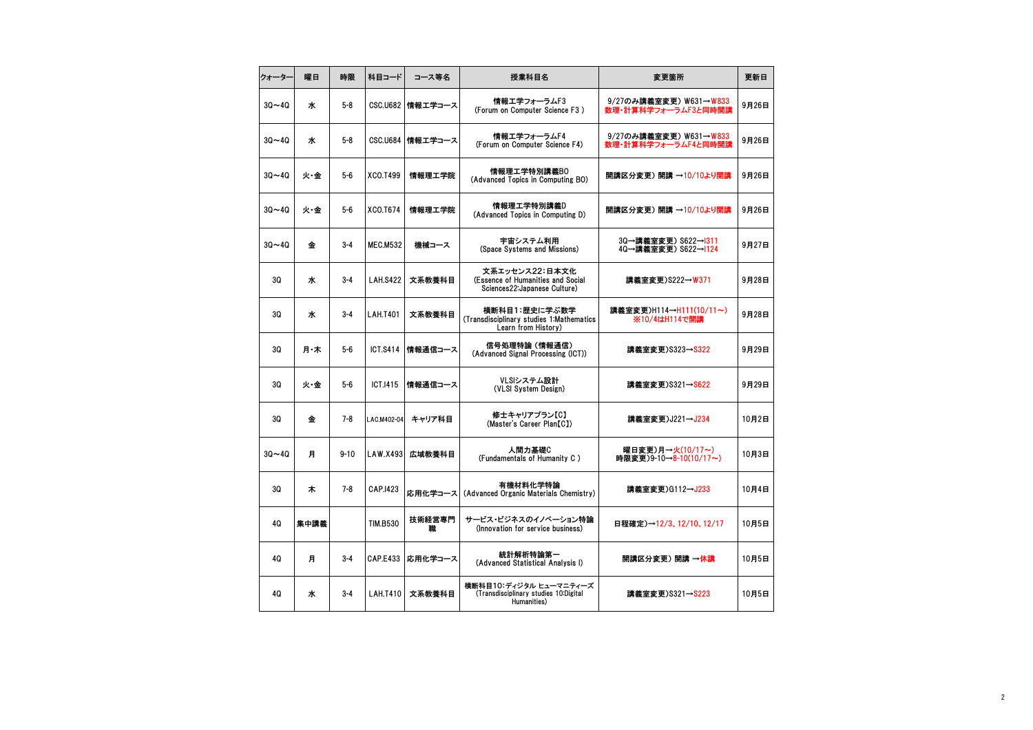| クォーター | 曜日 | 時限 | 科目コード | コース等名 | 授業科目名 | 変更箇所 | 更新日 |
|---|---|---|---|---|---|---|---|
| 3Q～4Q | 水 | 5-8 | CSC.U682 | 情報工学コース | 情報工学フォーラムF3<br>(Forum on Computer Science F3 ) | 9/27のみ講義室変更) W631→W833<br>数理・計算科学フォーラムF3と同時開講 | 9月26日 |
| 3Q～4Q | 水 | 5-8 | CSC.U684 | 情報工学コース | 情報工学フォーラムF4<br>(Forum on Computer Science F4) | 9/27のみ講義室変更) W631→W833<br>数理・計算科学フォーラムF4と同時開講 | 9月26日 |
| 3Q～4Q | 火・金 | 5-6 | XCO.T499 | 情報理工学院 | 情報理工学特別講義BO<br>(Advanced Topics in Computing BO) | 開講区分変更) 開講 →10/10より開講 | 9月26日 |
| 3Q～4Q | 火・金 | 5-6 | XCO.T674 | 情報理工学院 | 情報理工学特別講義D<br>(Advanced Topics in Computing D) | 開講区分変更) 開講 →10/10より開講 | 9月26日 |
| 3Q～4Q | 金 | 3-4 | MEC.M532 | 機械コース | 宇宙システム利用<br>(Space Systems and Missions) | 3Q→講義室変更) S622→I311<br>4Q→講義室変更) S622→I124 | 9月27日 |
| 3Q | 水 | 3-4 | LAH.S422 | 文系教養科目 | 文系エッセンス22：日本文化<br>(Essence of Humanities and Social Sciences22:Japanese Culture) | 講義室変更)S222→W371 | 9月28日 |
| 3Q | 水 | 3-4 | LAH.T401 | 文系教養科目 | 横断科目1：歴史に学ぶ数学<br>(Transdisciplinary studies 1:Mathematics Learn from History) | 講義室変更)H114→H111(10/11～)<br>※10/4はH114で開講 | 9月28日 |
| 3Q | 月・木 | 5-6 | ICT.S414 | 情報通信コース | 信号処理特論（情報通信）<br>(Advanced Signal Processing (ICT)) | 講義室変更)S323→S322 | 9月29日 |
| 3Q | 火・金 | 5-6 | ICT.I415 | 情報通信コース | VLSIシステム設計<br>(VLSI System Design) | 講義室変更)S321→S622 | 9月29日 |
| 3Q | 金 | 7-8 | LAC.M402-04 | キャリア科目 | 修士キャリアプラン【C】<br>(Master's Career Plan【C】) | 講義室変更)J221→J234 | 10月2日 |
| 3Q～4Q | 月 | 9-10 | LAW.X493 | 広域教養科目 | 人間力基礎C<br>(Fundamentals of Humanity C ) | 曜日変更)月→火(10/17～)<br>時限変更)9-10→8-10(10/17～) | 10月3日 |
| 3Q | 木 | 7-8 | CAP.I423 | 応用化学コース | 有機材料化学特論<br>(Advanced Organic Materials Chemistry) | 講義室変更)G112→J233 | 10月4日 |
| 4Q | 集中講義 |  | TIM.B530 | 技術経営専門職 | サービス・ビジネスのイノベーション特論<br>(Innovation for service business) | 日程確定)→12/3、12/10、12/17 | 10月5日 |
| 4Q | 月 | 3-4 | CAP.E433 | 応用化学コース | 統計解析特論第一<br>(Advanced Statistical Analysis I) | 開講区分変更) 開講 →休講 | 10月5日 |
| 4Q | 水 | 3-4 | LAH.T410 | 文系教養科目 | 横断科目10：ディジタル ヒューマニティーズ<br>(Transdisciplinary studies 10:Digital Humanities) | 講義室変更)S321→S223 | 10月5日 |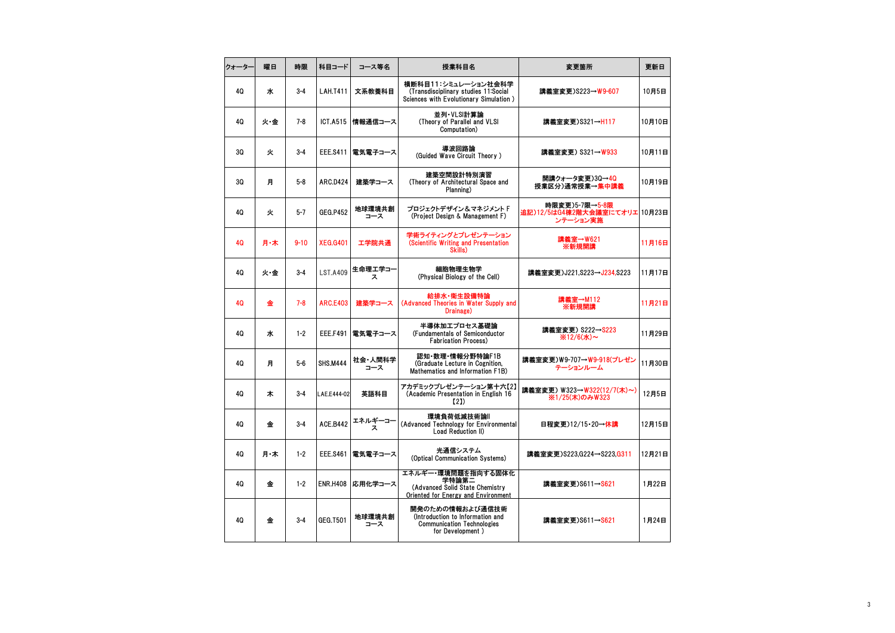| クォーター | 曜日 | 時限 | 科目コード | コース等名 | 授業科目名 | 変更箇所 | 更新日 |
| --- | --- | --- | --- | --- | --- | --- | --- |
| 4Q | 水 | 3-4 | LAH.T411 | 文系教養科目 | 横断科目11：シミュレーション社会科学 (Transdisciplinary studies 11:Social Sciences with Evolutionary Simulation ) | 講義室変更)S223→W9-607 | 10月5日 |
| 4Q | 火・金 | 7-8 | ICT.A515 | 情報通信コース | 並列・VLSI計算論 (Theory of Parallel and VLSI Computation) | 講義室変更)S321→H117 | 10月10日 |
| 3Q | 火 | 3-4 | EEE.S411 | 電気電子コース | 導波回路論 (Guided Wave Circuit Theory ) | 講義室変更) S321→W933 | 10月11日 |
| 3Q | 月 | 5-8 | ARC.D424 | 建築学コース | 建築空間設計特別演習 (Theory of Architectural Space and Planning) | 開講クォータ変更)3Q→4Q 授業区分)通常授業→集中講義 | 10月19日 |
| 4Q | 火 | 5-7 | GEG.P452 | 地球環境共創コース | プロジェクトデザイン＆マネジメントF (Project Design & Management F) | 時限変更)5-7限→5-8限 追記)12/5はG4棟2階大会議室にてオリエンテーション実施 | 10月23日 |
| 4Q | 月・木 | 9-10 | XEG.G401 | 工学院共通 | 学術ライティングとプレゼンテーション (Scientific Writing and Presentation Skills) | 講義室→W621 ※新規開講 | 11月16日 |
| 4Q | 火・金 | 3-4 | LST.A409 | 生命理工学コース | 細胞物理生物学 (Physical Biology of the Cell) | 講義室変更)J221,S223→J234,S223 | 11月17日 |
| 4Q | 金 | 7-8 | ARC.E403 | 建築学コース | 給排水・衛生設備特論 (Advanced Theories in Water Supply and Drainage) | 講義室→M112 ※新規開講 | 11月21日 |
| 4Q | 水 | 1-2 | EEE.F491 | 電気電子コース | 半導体加工プロセス基礎論 (Fundamentals of Semiconductor Fabrication Process) | 講義室変更) S222→S223 ※12/6(水)～ | 11月29日 |
| 4Q | 月 | 5-6 | SHS.M444 | 社会・人間科学コース | 認知・数理・情報分野特論F1B (Graduate Lecture in Cognition, Mathematics and Information F1B) | 講義室変更)W9-707→W9-918(プレゼンテーションルーム | 11月30日 |
| 4Q | 木 | 3-4 | LAE.E444-02 | 英語科目 | アカデミックプレゼンテーション第十六【2】 (Academic Presentation in English 16 【2】) | 講義室変更) W323→W322(12/7(木)～) ※1/25(木)のみW323 | 12月5日 |
| 4Q | 金 | 3-4 | ACE.B442 | エネルギーコース | 環境負荷低減技術論Ⅱ (Advanced Technology for Environmental Load Reduction II) | 日程変更)12/15・20→休講 | 12月15日 |
| 4Q | 月・木 | 1-2 | EEE.S461 | 電気電子コース | 光通信システム (Optical Communication Systems) | 講義室変更)S223,G224→S223,G311 | 12月21日 |
| 4Q | 金 | 1-2 | ENR.H408 | 応用化学コース | エネルギー・環境問題を指向する固体化学特論第二 (Advanced Solid State Chemistry Oriented for Energy and Environment | 講義室変更)S611→S621 | 1月22日 |
| 4Q | 金 | 3-4 | GEG.T501 | 地球環境共創コース | 開発のための情報および通信技術 (Introduction to Information and Communication Technologies for Development ) | 講義室変更)S611→S621 | 1月24日 |